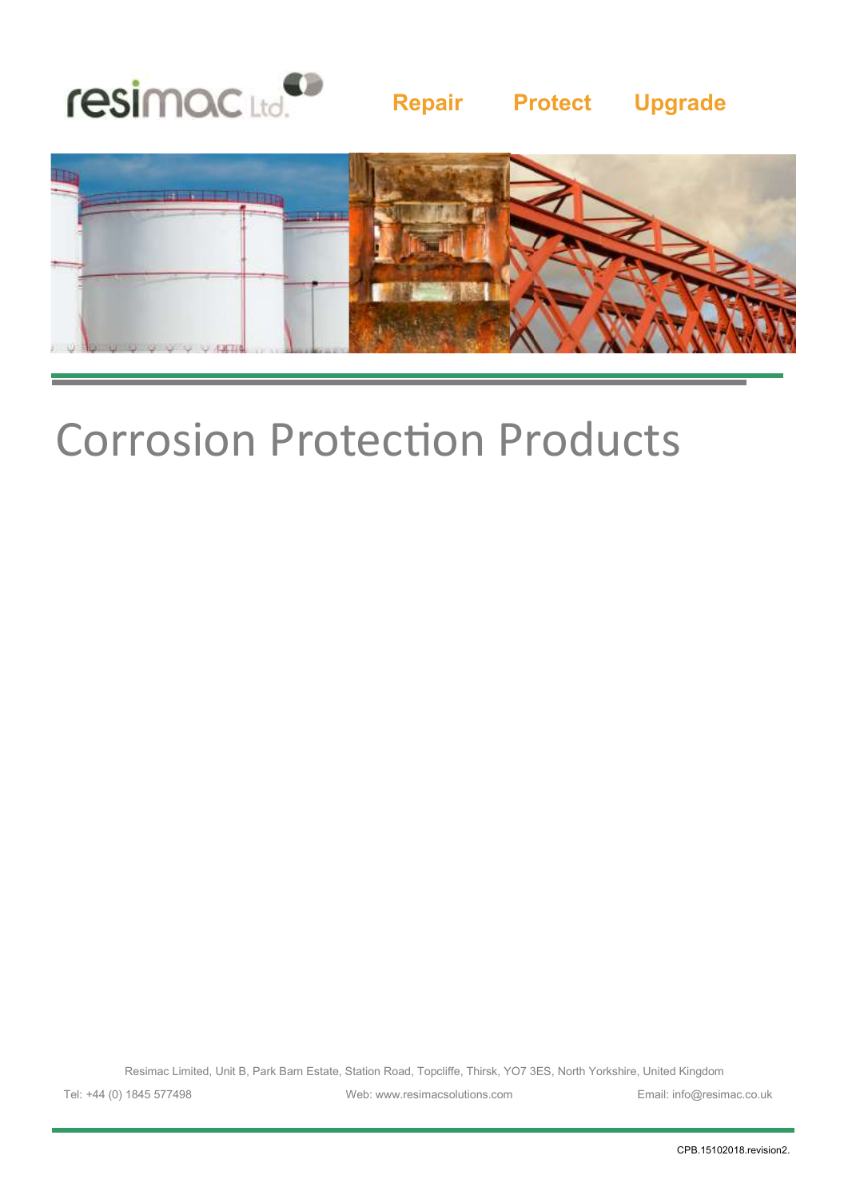resimac Ltd.

**Repair** **Protect** **Upgrade**

# Corrosion Protection Products

Resimac Limited, Unit B, Park Barn Estate, Station Road, Topcliffe, Thirsk, YO7 3ES, North Yorkshire, United Kingdom

Tel: +44 (0) 1845 577498 Web: www.resimacsolutions.com Email: info@resimac.co.uk

CPB.15102018.revision2.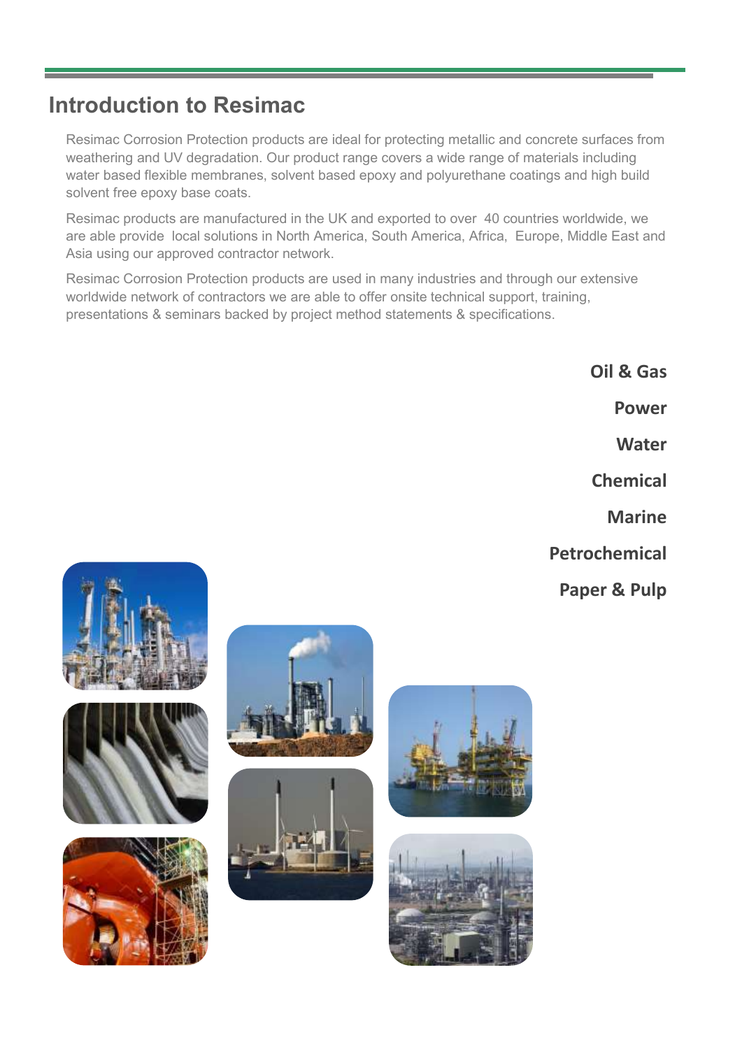# Introduction to Resimac

Resimac Corrosion Protection products are ideal for protecting metallic and concrete surfaces from weathering and UV degradation. Our product range covers a wide range of materials including water based flexible membranes, solvent based epoxy and polyurethane coatings and high build solvent free epoxy base coats.

Resimac products are manufactured in the UK and exported to over 40 countries worldwide, we are able provide local solutions in North America, South America, Africa, Europe, Middle East and Asia using our approved contractor network.

Resimac Corrosion Protection products are used in many industries and through our extensive worldwide network of contractors we are able to offer onsite technical support, training, presentations & seminars backed by project method statements & specifications.

**Oil & Gas**

**Power**

**Water**

**Chemical**

**Marine**

**Petrochemical**

**Paper & Pulp**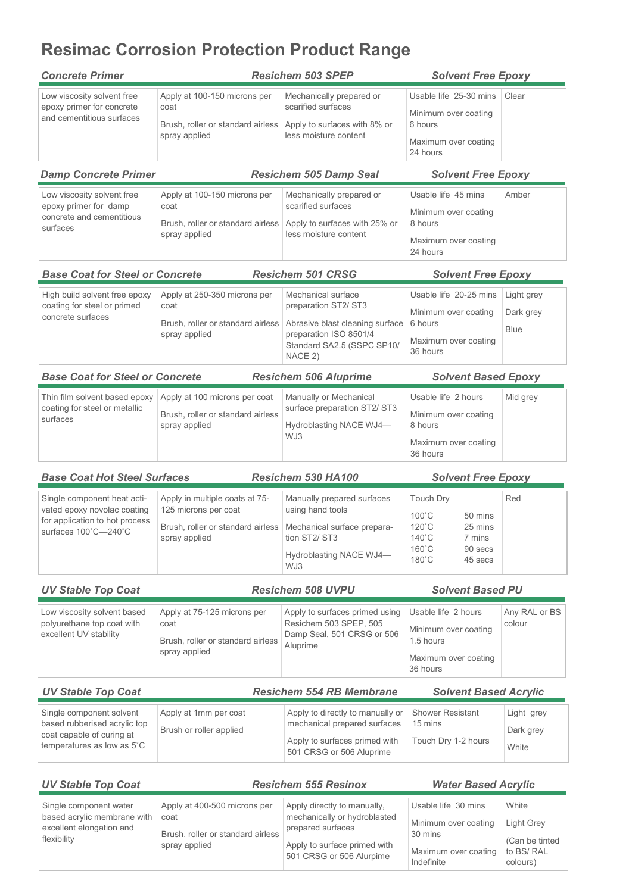# Resimac Corrosion Protection Product Range

### *Concrete Primer* — *Resichem 503 SPEP* — *Solvent Free Epoxy*

| | | | | |
|---|---|---|---|---|
| Low viscosity solvent free epoxy primer for concrete and cementitious surfaces | Apply at 100-150 microns per coat<br><br>Brush, roller or standard airless spray applied | Mechanically prepared or scarified surfaces<br><br>Apply to surfaces with 8% or less moisture content | Usable life 25-30 mins<br><br>Minimum over coating 6 hours<br><br>Maximum over coating 24 hours | Clear |

### *Damp Concrete Primer* — *Resichem 505 Damp Seal* — *Solvent Free Epoxy*

| | | | | |
|---|---|---|---|---|
| Low viscosity solvent free epoxy primer for damp concrete and cementitious surfaces | Apply at 100-150 microns per coat<br><br>Brush, roller or standard airless spray applied | Mechanically prepared or scarified surfaces<br><br>Apply to surfaces with 25% or less moisture content | Usable life 45 mins<br><br>Minimum over coating 8 hours<br><br>Maximum over coating 24 hours | Amber |

### *Base Coat for Steel or Concrete* — *Resichem 501 CRSG* — *Solvent Free Epoxy*

| | | | | |
|---|---|---|---|---|
| High build solvent free epoxy coating for steel or primed concrete surfaces | Apply at 250-350 microns per coat<br><br>Brush, roller or standard airless spray applied | Mechanical surface preparation ST2/ ST3<br><br>Abrasive blast cleaning surface preparation ISO 8501/4 Standard SA2.5 (SSPC SP10/ NACE 2) | Usable life 20-25 mins<br><br>Minimum over coating 6 hours<br><br>Maximum over coating 36 hours | Light grey<br><br>Dark grey<br><br>Blue |

### *Base Coat for Steel or Concrete* — *Resichem 506 Aluprime* — *Solvent Based Epoxy*

| | | | | |
|---|---|---|---|---|
| Thin film solvent based epoxy coating for steel or metallic surfaces | Apply at 100 microns per coat<br><br>Brush, roller or standard airless spray applied | Manually or Mechanical surface preparation ST2/ ST3<br><br>Hydroblasting NACE WJ4—WJ3 | Usable life 2 hours<br><br>Minimum over coating 8 hours<br><br>Maximum over coating 36 hours | Mid grey |

### *Base Coat Hot Steel Surfaces* — *Resichem 530 HA100* — *Solvent Free Epoxy*

| | | | | |
|---|---|---|---|---|
| Single component heat activated epoxy novolac coating for application to hot process surfaces 100˚C—240˚C | Apply in multiple coats at 75-125 microns per coat<br><br>Brush, roller or standard airless spray applied | Manually prepared surfaces using hand tools<br><br>Mechanical surface preparation ST2/ ST3<br><br>Hydroblasting NACE WJ4—WJ3 | Touch Dry<br><br>100˚C 50 mins<br>120˚C 25 mins<br>140˚C 7 mins<br>160˚C 90 secs<br>180˚C 45 secs | Red |

### *UV Stable Top Coat* — *Resichem 508 UVPU* — *Solvent Based PU*

| | | | | |
|---|---|---|---|---|
| Low viscosity solvent based polyurethane top coat with excellent UV stability | Apply at 75-125 microns per coat<br><br>Brush, roller or standard airless spray applied | Apply to surfaces primed using Resichem 503 SPEP, 505 Damp Seal, 501 CRSG or 506 Aluprime | Usable life 2 hours<br><br>Minimum over coating 1.5 hours<br><br>Maximum over coating 36 hours | Any RAL or BS colour |

### *UV Stable Top Coat* — *Resichem 554 RB Membrane* — *Solvent Based Acrylic*

| | | | | |
|---|---|---|---|---|
| Single component solvent based rubberised acrylic top coat capable of curing at temperatures as low as 5˚C | Apply at 1mm per coat<br><br>Brush or roller applied | Apply to directly to manually or mechanical prepared surfaces<br><br>Apply to surfaces primed with 501 CRSG or 506 Aluprime | Shower Resistant 15 mins<br><br>Touch Dry 1-2 hours | Light grey<br><br>Dark grey<br><br>White |

### *UV Stable Top Coat* — *Resichem 555 Resinox* — *Water Based Acrylic*

| | | | | |
|---|---|---|---|---|
| Single component water based acrylic membrane with excellent elongation and flexibility | Apply at 400-500 microns per coat<br><br>Brush, roller or standard airless spray applied | Apply directly to manually, mechanically or hydroblasted prepared surfaces<br><br>Apply to surface primed with 501 CRSG or 506 Alurpime | Usable life 30 mins<br><br>Minimum over coating 30 mins<br><br>Maximum over coating Indefinite | White<br><br>Light Grey<br><br>(Can be tinted to BS/ RAL colours) |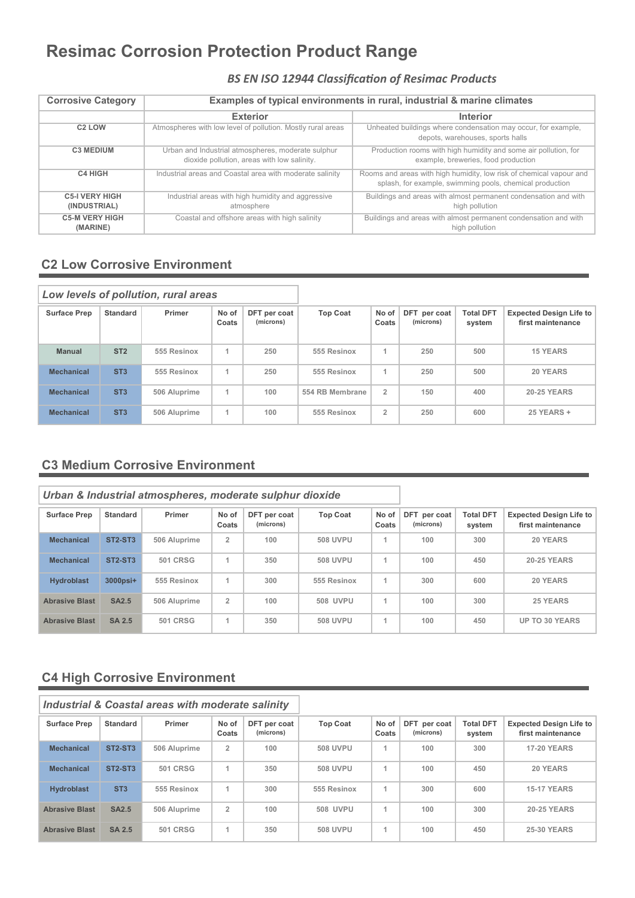# Resimac Corrosion Protection Product Range

### *BS EN ISO 12944 Classification of Resimac Products*

| Corrosive Category | Examples of typical environments in rural, industrial & marine climates | |
|---|---|---|
| | **Exterior** | **Interior** |
| **C2 LOW** | Atmospheres with low level of pollution. Mostly rural areas | Unheated buildings where condensation may occur, for example, depots, warehouses, sports halls |
| **C3 MEDIUM** | Urban and Industrial atmospheres, moderate sulphur dioxide pollution, areas with low salinity. | Production rooms with high humidity and some air pollution, for example, breweries, food production |
| **C4 HIGH** | Industrial areas and Coastal area with moderate salinity | Rooms and areas with high humidity, low risk of chemical vapour and splash, for example, swimming pools, chemical production |
| **C5-I VERY HIGH (INDUSTRIAL)** | Industrial areas with high humidity and aggressive atmosphere | Buildings and areas with almost permanent condensation and with high pollution |
| **C5-M VERY HIGH (MARINE)** | Coastal and offshore areas with high salinity | Buildings and areas with almost permanent condensation and with high pollution |

## C2 Low Corrosive Environment

*Low levels of pollution, rural areas*

| Surface Prep | Standard | Primer | No of Coats | DFT per coat (microns) | Top Coat | No of Coats | DFT per coat (microns) | Total DFT system | Expected Design Life to first maintenance |
|---|---|---|---|---|---|---|---|---|---|
| Manual | ST2 | 555 Resinox | 1 | 250 | 555 Resinox | 1 | 250 | 500 | 15 YEARS |
| Mechanical | ST3 | 555 Resinox | 1 | 250 | 555 Resinox | 1 | 250 | 500 | 20 YEARS |
| Mechanical | ST3 | 506 Aluprime | 1 | 100 | 554 RB Membrane | 2 | 150 | 400 | 20-25 YEARS |
| Mechanical | ST3 | 506 Aluprime | 1 | 100 | 555 Resinox | 2 | 250 | 600 | 25 YEARS + |

## C3 Medium Corrosive Environment

*Urban & Industrial atmospheres, moderate sulphur dioxide*

| Surface Prep | Standard | Primer | No of Coats | DFT per coat (microns) | Top Coat | No of Coats | DFT per coat (microns) | Total DFT system | Expected Design Life to first maintenance |
|---|---|---|---|---|---|---|---|---|---|
| Mechanical | ST2-ST3 | 506 Aluprime | 2 | 100 | 508 UVPU | 1 | 100 | 300 | 20 YEARS |
| Mechanical | ST2-ST3 | 501 CRSG | 1 | 350 | 508 UVPU | 1 | 100 | 450 | 20-25 YEARS |
| Hydroblast | 3000psi+ | 555 Resinox | 1 | 300 | 555 Resinox | 1 | 300 | 600 | 20 YEARS |
| Abrasive Blast | SA2.5 | 506 Aluprime | 2 | 100 | 508 UVPU | 1 | 100 | 300 | 25 YEARS |
| Abrasive Blast | SA 2.5 | 501 CRSG | 1 | 350 | 508 UVPU | 1 | 100 | 450 | UP TO 30 YEARS |

## C4 High Corrosive Environment

*Industrial & Coastal areas with moderate salinity*

| Surface Prep | Standard | Primer | No of Coats | DFT per coat (microns) | Top Coat | No of Coats | DFT per coat (microns) | Total DFT system | Expected Design Life to first maintenance |
|---|---|---|---|---|---|---|---|---|---|
| Mechanical | ST2-ST3 | 506 Aluprime | 2 | 100 | 508 UVPU | 1 | 100 | 300 | 17-20 YEARS |
| Mechanical | ST2-ST3 | 501 CRSG | 1 | 350 | 508 UVPU | 1 | 100 | 450 | 20 YEARS |
| Hydroblast | ST3 | 555 Resinox | 1 | 300 | 555 Resinox | 1 | 300 | 600 | 15-17 YEARS |
| Abrasive Blast | SA2.5 | 506 Aluprime | 2 | 100 | 508 UVPU | 1 | 100 | 300 | 20-25 YEARS |
| Abrasive Blast | SA 2.5 | 501 CRSG | 1 | 350 | 508 UVPU | 1 | 100 | 450 | 25-30 YEARS |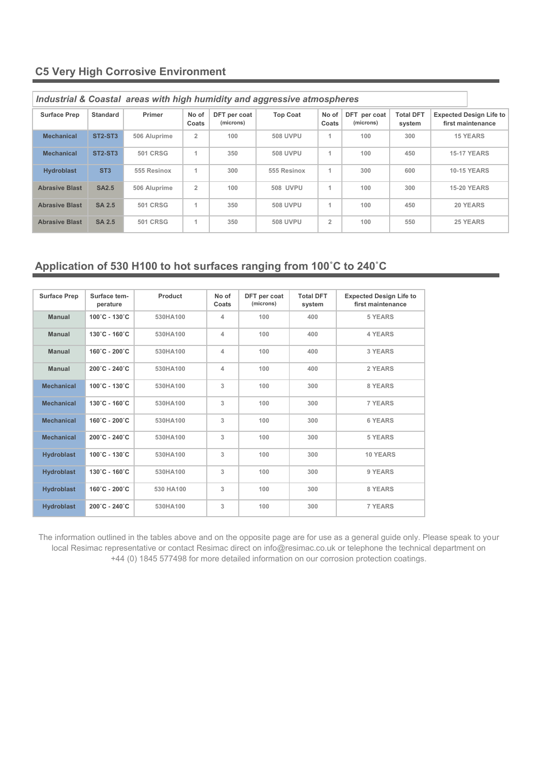## C5 Very High Corrosive Environment

*Industrial & Coastal areas with high humidity and aggressive atmospheres*

| Surface Prep | Standard | Primer | No of Coats | DFT per coat (microns) | Top Coat | No of Coats | DFT per coat (microns) | Total DFT system | Expected Design Life to first maintenance |
|---|---|---|---|---|---|---|---|---|---|
| Mechanical | ST2-ST3 | 506 Aluprime | 2 | 100 | 508 UVPU | 1 | 100 | 300 | 15 YEARS |
| Mechanical | ST2-ST3 | 501 CRSG | 1 | 350 | 508 UVPU | 1 | 100 | 450 | 15-17 YEARS |
| Hydroblast | ST3 | 555 Resinox | 1 | 300 | 555 Resinox | 1 | 300 | 600 | 10-15 YEARS |
| Abrasive Blast | SA2.5 | 506 Aluprime | 2 | 100 | 508 UVPU | 1 | 100 | 300 | 15-20 YEARS |
| Abrasive Blast | SA 2.5 | 501 CRSG | 1 | 350 | 508 UVPU | 1 | 100 | 450 | 20 YEARS |
| Abrasive Blast | SA 2.5 | 501 CRSG | 1 | 350 | 508 UVPU | 2 | 100 | 550 | 25 YEARS |

## Application of 530 H100 to hot surfaces ranging from 100˚C to 240˚C

| Surface Prep | Surface temperature | Product | No of Coats | DFT per coat (microns) | Total DFT system | Expected Design Life to first maintenance |
|---|---|---|---|---|---|---|
| Manual | 100˚C - 130˚C | 530HA100 | 4 | 100 | 400 | 5 YEARS |
| Manual | 130˚C - 160˚C | 530HA100 | 4 | 100 | 400 | 4 YEARS |
| Manual | 160˚C - 200˚C | 530HA100 | 4 | 100 | 400 | 3 YEARS |
| Manual | 200˚C - 240˚C | 530HA100 | 4 | 100 | 400 | 2 YEARS |
| Mechanical | 100˚C - 130˚C | 530HA100 | 3 | 100 | 300 | 8 YEARS |
| Mechanical | 130˚C - 160˚C | 530HA100 | 3 | 100 | 300 | 7 YEARS |
| Mechanical | 160˚C - 200˚C | 530HA100 | 3 | 100 | 300 | 6 YEARS |
| Mechanical | 200˚C - 240˚C | 530HA100 | 3 | 100 | 300 | 5 YEARS |
| Hydroblast | 100˚C - 130˚C | 530HA100 | 3 | 100 | 300 | 10 YEARS |
| Hydroblast | 130˚C - 160˚C | 530HA100 | 3 | 100 | 300 | 9 YEARS |
| Hydroblast | 160˚C - 200˚C | 530 HA100 | 3 | 100 | 300 | 8 YEARS |
| Hydroblast | 200˚C - 240˚C | 530HA100 | 3 | 100 | 300 | 7 YEARS |

The information outlined in the tables above and on the opposite page are for use as a general guide only. Please speak to your local Resimac representative or contact Resimac direct on info@resimac.co.uk or telephone the technical department on +44 (0) 1845 577498 for more detailed information on our corrosion protection coatings.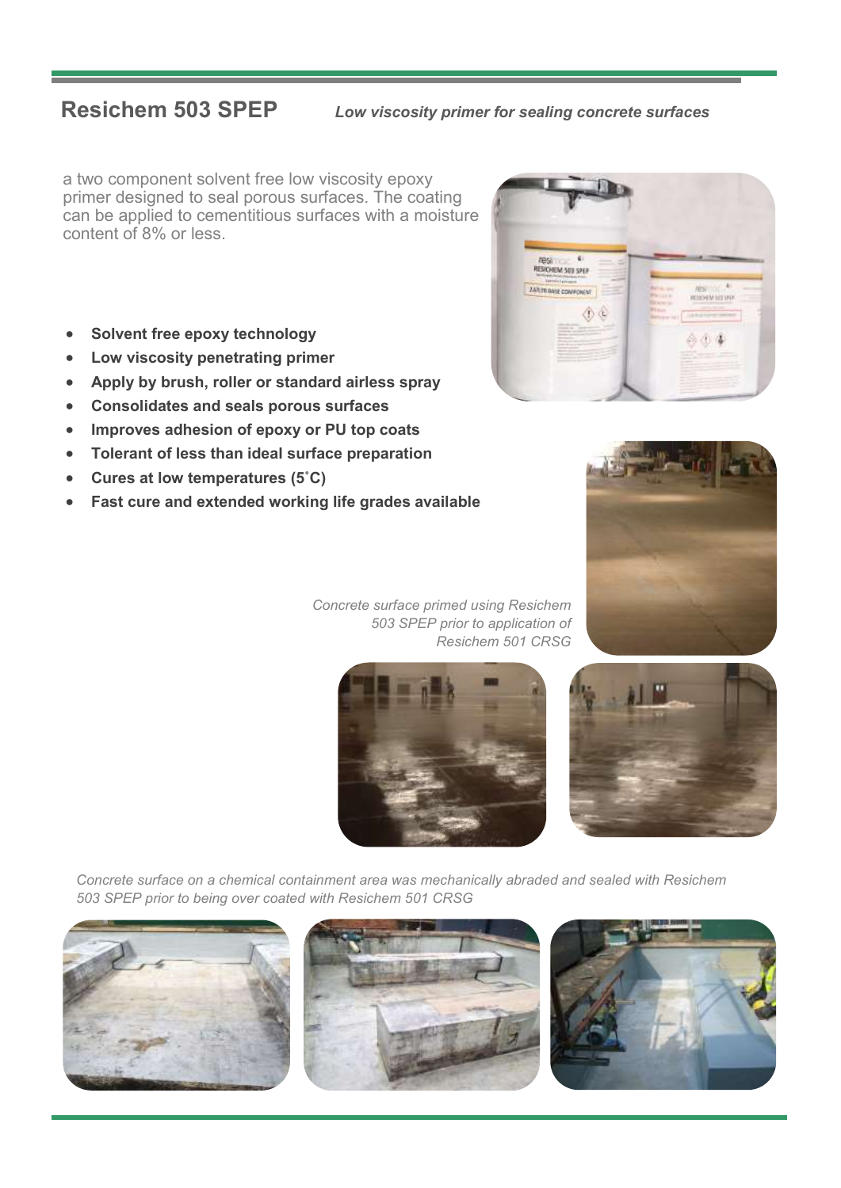## Resichem 503 SPEP

*Low viscosity primer for sealing concrete surfaces*

a two component solvent free low viscosity epoxy primer designed to seal porous surfaces. The coating can be applied to cementitious surfaces with a moisture content of 8% or less.

- **Solvent free epoxy technology**
- **Low viscosity penetrating primer**
- **Apply by brush, roller or standard airless spray**
- **Consolidates and seals porous surfaces**
- **Improves adhesion of epoxy or PU top coats**
- **Tolerant of less than ideal surface preparation**
- **Cures at low temperatures (5˚C)**
- **Fast cure and extended working life grades available**

*Concrete surface primed using Resichem 503 SPEP prior to application of Resichem 501 CRSG*

*Concrete surface on a chemical containment area was mechanically abraded and sealed with Resichem 503 SPEP prior to being over coated with Resichem 501 CRSG*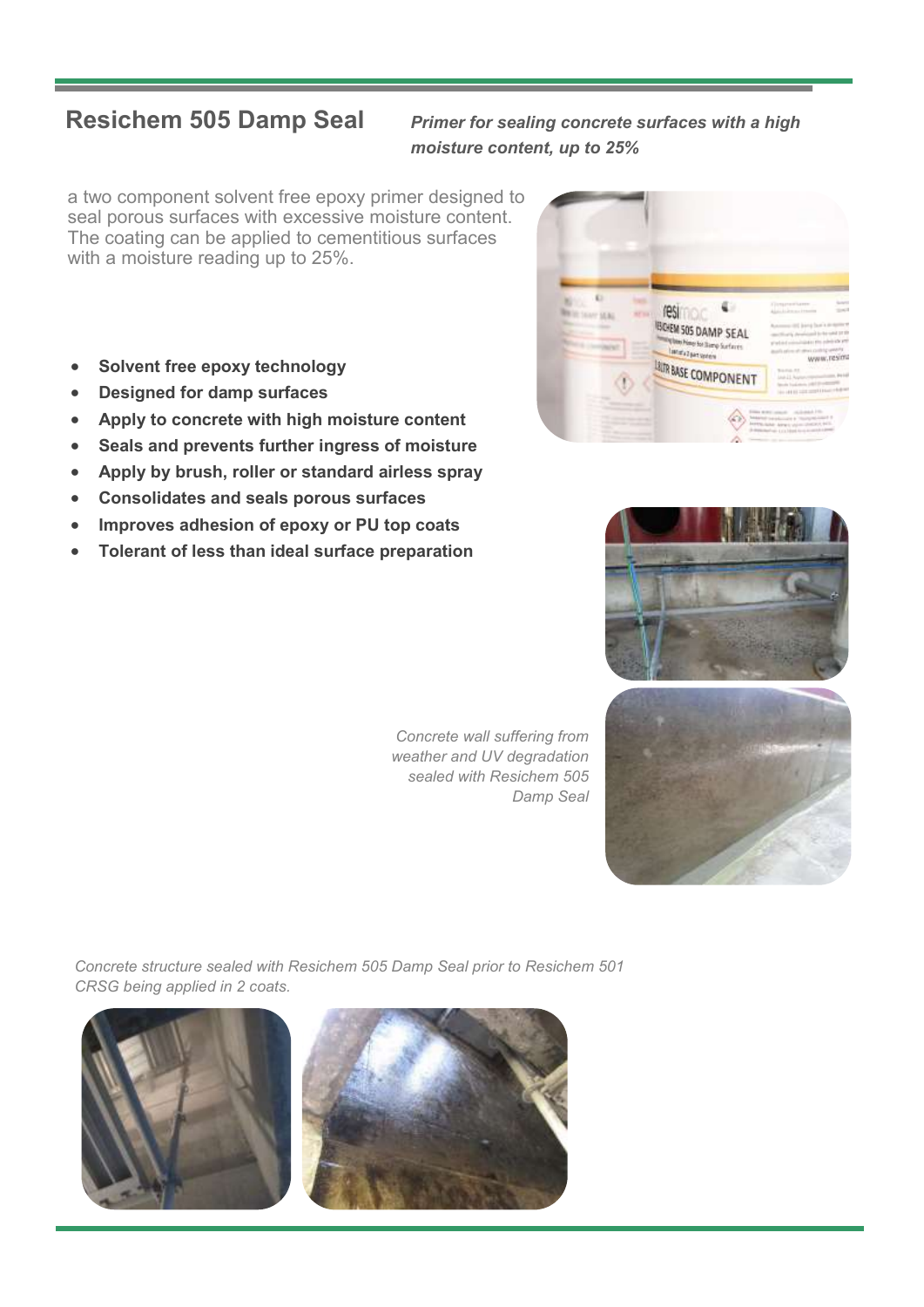## Resichem 505 Damp Seal

***Primer for sealing concrete surfaces with a high moisture content, up to 25%***

a two component solvent free epoxy primer designed to seal porous surfaces with excessive moisture content. The coating can be applied to cementitious surfaces with a moisture reading up to 25%.

- **Solvent free epoxy technology**
- **Designed for damp surfaces**
- **Apply to concrete with high moisture content**
- **Seals and prevents further ingress of moisture**
- **Apply by brush, roller or standard airless spray**
- **Consolidates and seals porous surfaces**
- **Improves adhesion of epoxy or PU top coats**
- **Tolerant of less than ideal surface preparation**

*Concrete wall suffering from weather and UV degradation sealed with Resichem 505 Damp Seal*

*Concrete structure sealed with Resichem 505 Damp Seal prior to Resichem 501 CRSG being applied in 2 coats.*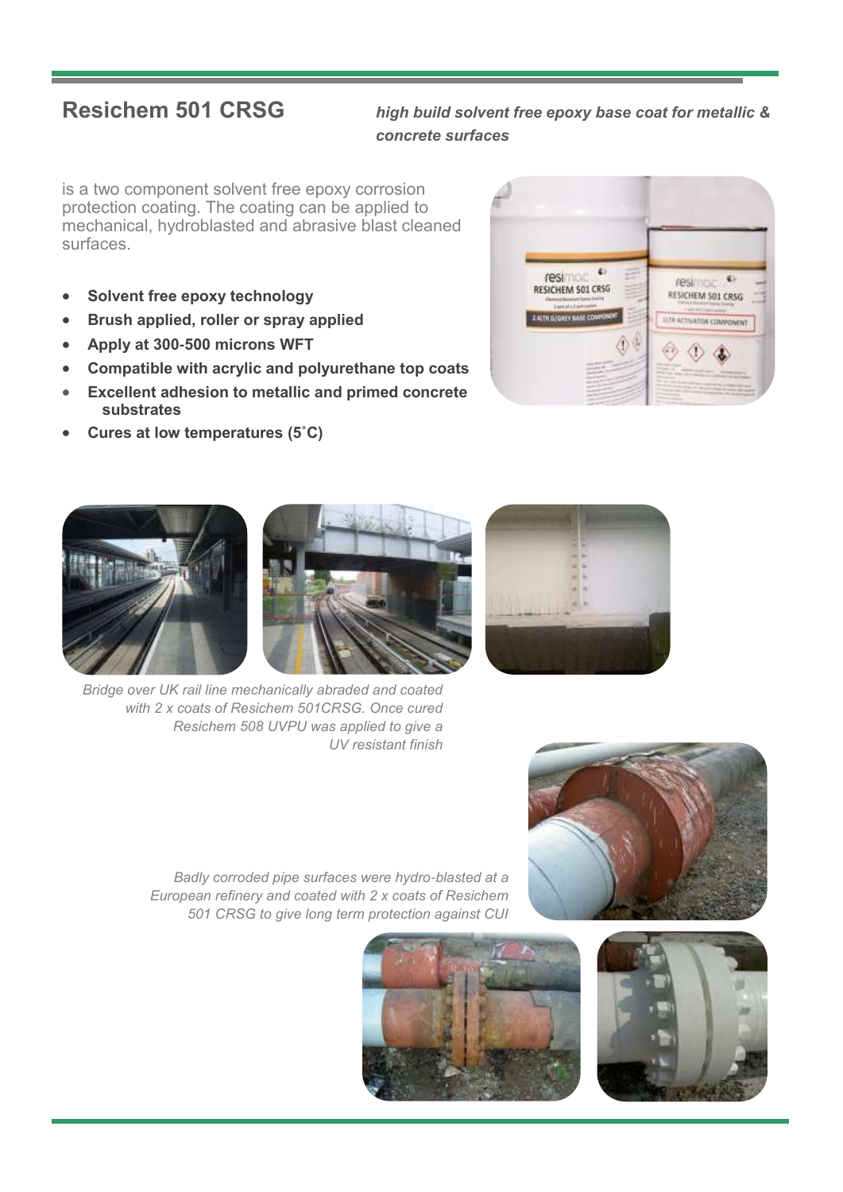## Resichem 501 CRSG

***high build solvent free epoxy base coat for metallic & concrete surfaces***

is a two component solvent free epoxy corrosion protection coating. The coating can be applied to mechanical, hydroblasted and abrasive blast cleaned surfaces.

- **Solvent free epoxy technology**
- **Brush applied, roller or spray applied**
- **Apply at 300-500 microns WFT**
- **Compatible with acrylic and polyurethane top coats**
- **Excellent adhesion to metallic and primed concrete substrates**
- **Cures at low temperatures (5˚C)**

*Bridge over UK rail line mechanically abraded and coated with 2 x coats of Resichem 501CRSG. Once cured Resichem 508 UVPU was applied to give a UV resistant finish*

*Badly corroded pipe surfaces were hydro-blasted at a European refinery and coated with 2 x coats of Resichem 501 CRSG to give long term protection against CUI*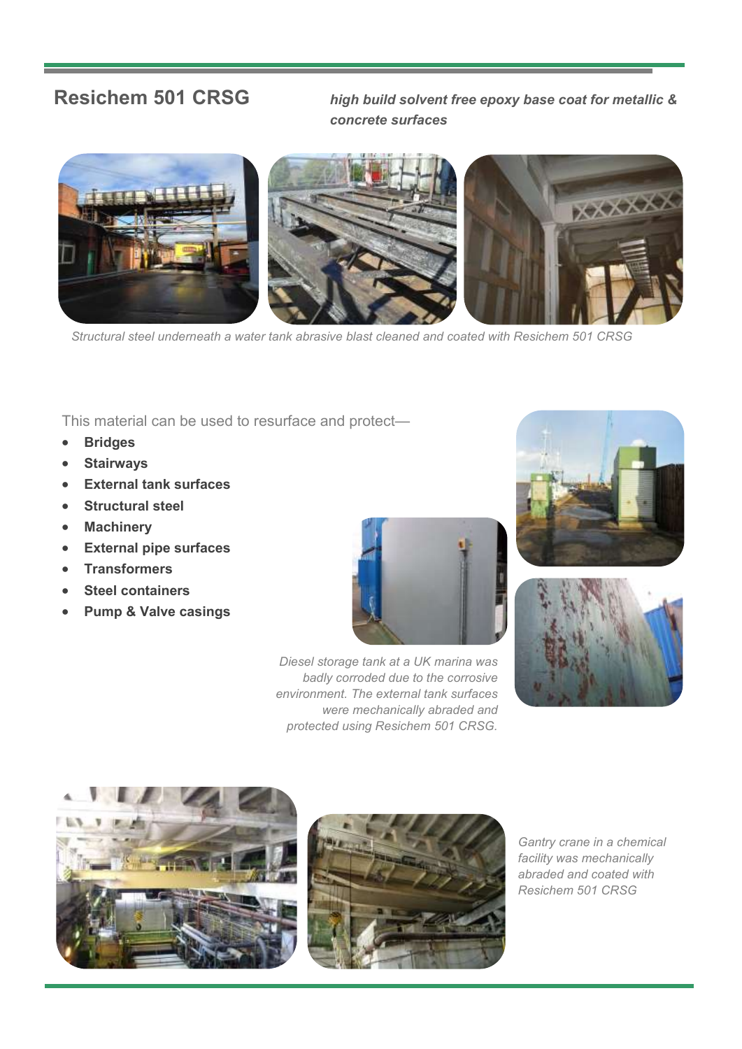## Resichem 501 CRSG

***high build solvent free epoxy base coat for metallic & concrete surfaces***

*Structural steel underneath a water tank abrasive blast cleaned and coated with Resichem 501 CRSG*

This material can be used to resurface and protect—

- **Bridges**
- **Stairways**
- **External tank surfaces**
- **Structural steel**
- **Machinery**
- **External pipe surfaces**
- **Transformers**
- **Steel containers**
- **Pump & Valve casings**

*Diesel storage tank at a UK marina was badly corroded due to the corrosive environment. The external tank surfaces were mechanically abraded and protected using Resichem 501 CRSG.*

*Gantry crane in a chemical facility was mechanically abraded and coated with Resichem 501 CRSG*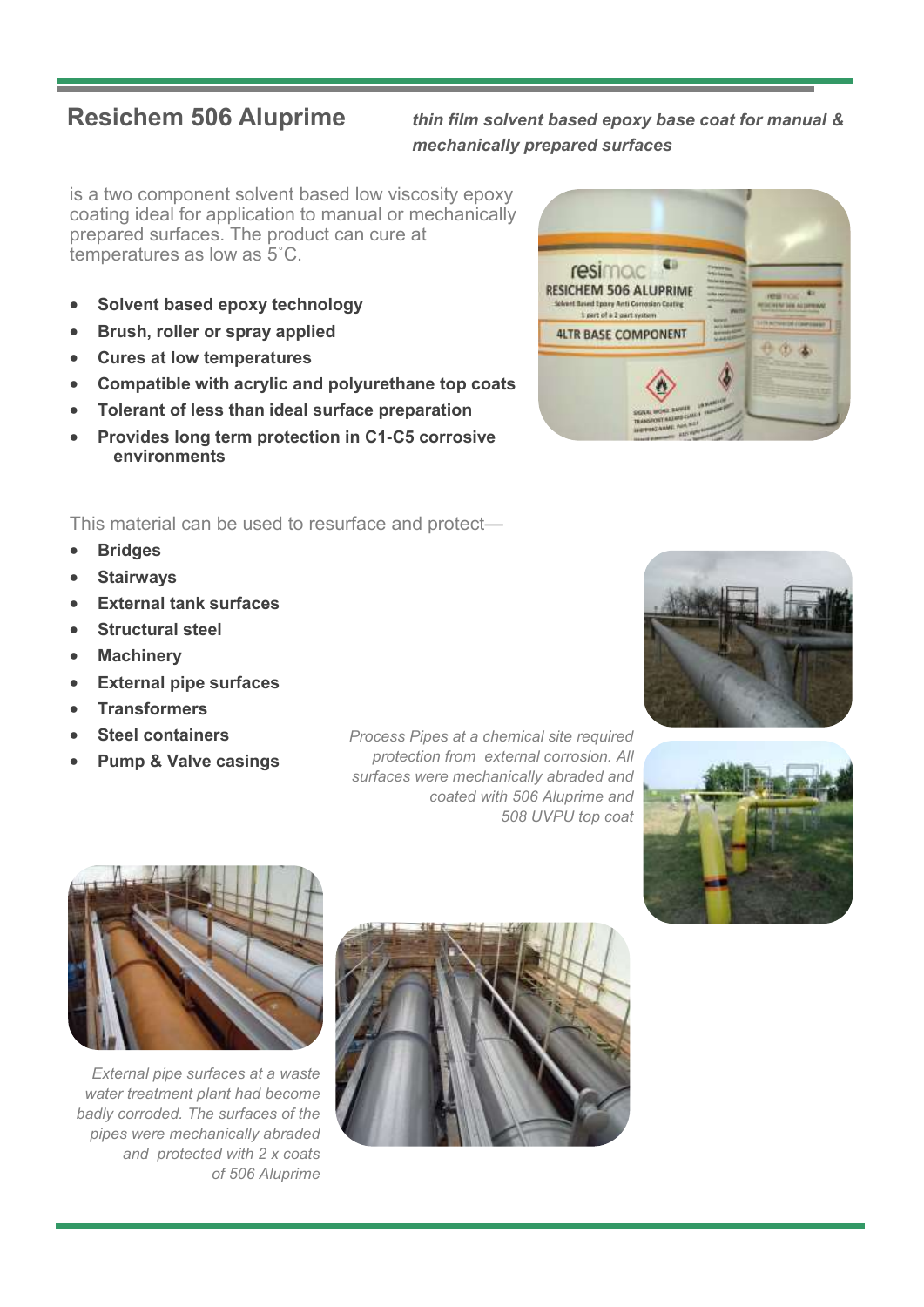## Resichem 506 Aluprime

***thin film solvent based epoxy base coat for manual & mechanically prepared surfaces***

is a two component solvent based low viscosity epoxy coating ideal for application to manual or mechanically prepared surfaces. The product can cure at temperatures as low as 5˚C.

- **Solvent based epoxy technology**
- **Brush, roller or spray applied**
- **Cures at low temperatures**
- **Compatible with acrylic and polyurethane top coats**
- **Tolerant of less than ideal surface preparation**
- **Provides long term protection in C1-C5 corrosive environments**

This material can be used to resurface and protect—

- **Bridges**
- **Stairways**
- **External tank surfaces**
- **Structural steel**
- **Machinery**
- **External pipe surfaces**
- **Transformers**
- **Steel containers**
- **Pump & Valve casings**

*Process Pipes at a chemical site required protection from external corrosion. All surfaces were mechanically abraded and coated with 506 Aluprime and 508 UVPU top coat*

*External pipe surfaces at a waste water treatment plant had become badly corroded. The surfaces of the pipes were mechanically abraded and protected with 2 x coats of 506 Aluprime*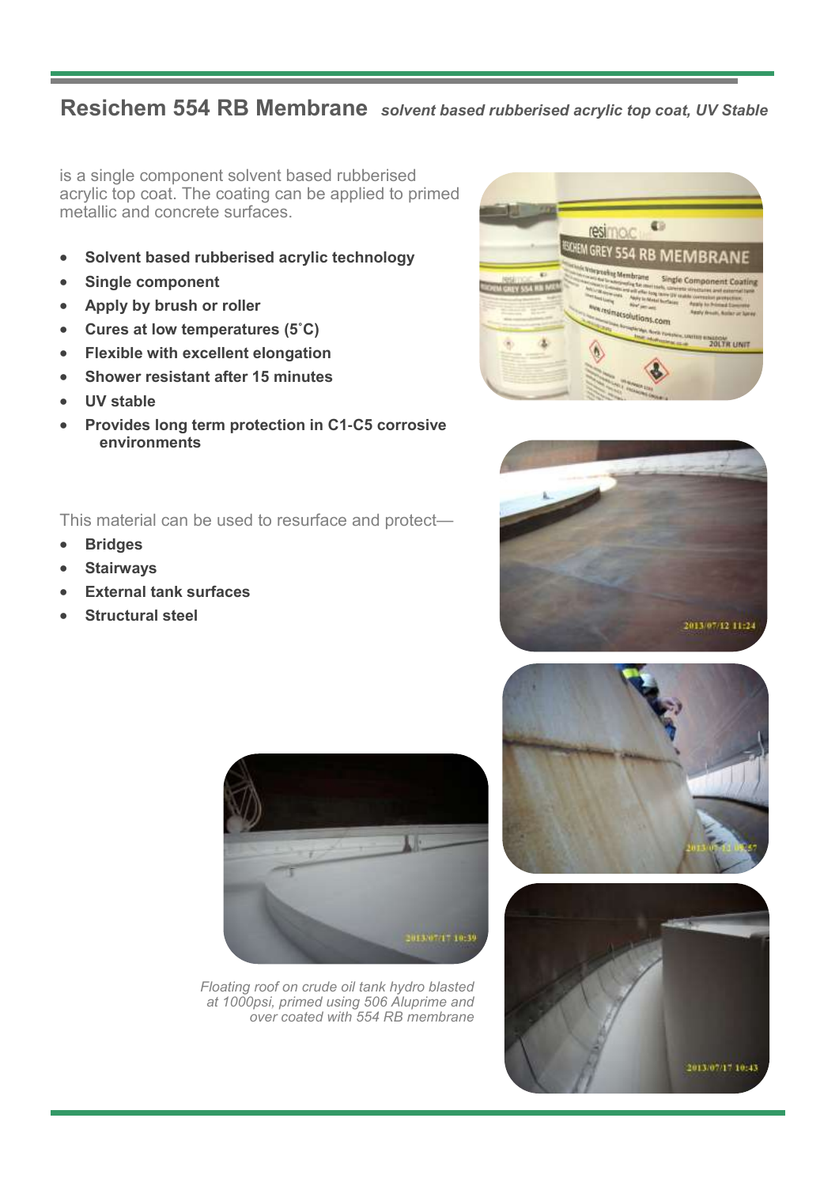## Resichem 554 RB Membrane *solvent based rubberised acrylic top coat, UV Stable*

is a single component solvent based rubberised acrylic top coat. The coating can be applied to primed metallic and concrete surfaces.

- **Solvent based rubberised acrylic technology**
- **Single component**
- **Apply by brush or roller**
- **Cures at low temperatures (5˚C)**
- **Flexible with excellent elongation**
- **Shower resistant after 15 minutes**
- **UV stable**
- **Provides long term protection in C1-C5 corrosive environments**

This material can be used to resurface and protect—

- **Bridges**
- **Stairways**
- **External tank surfaces**
- **Structural steel**

*Floating roof on crude oil tank hydro blasted at 1000psi, primed using 506 Aluprime and over coated with 554 RB membrane*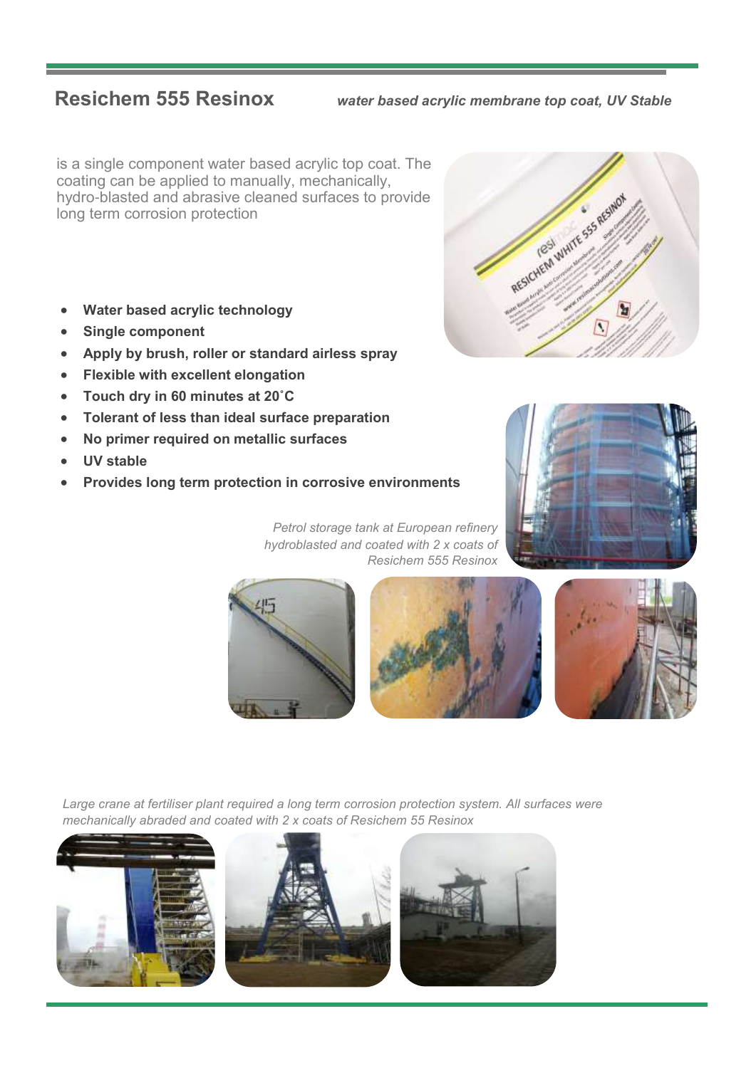## Resichem 555 Resinox

***water based acrylic membrane top coat, UV Stable***

is a single component water based acrylic top coat. The coating can be applied to manually, mechanically, hydro-blasted and abrasive cleaned surfaces to provide long term corrosion protection

- **Water based acrylic technology**
- **Single component**
- **Apply by brush, roller or standard airless spray**
- **Flexible with excellent elongation**
- **Touch dry in 60 minutes at 20˚C**
- **Tolerant of less than ideal surface preparation**
- **No primer required on metallic surfaces**
- **UV stable**
- **Provides long term protection in corrosive environments**

*Petrol storage tank at European refinery hydroblasted and coated with 2 x coats of Resichem 555 Resinox*

*Large crane at fertiliser plant required a long term corrosion protection system. All surfaces were mechanically abraded and coated with 2 x coats of Resichem 55 Resinox*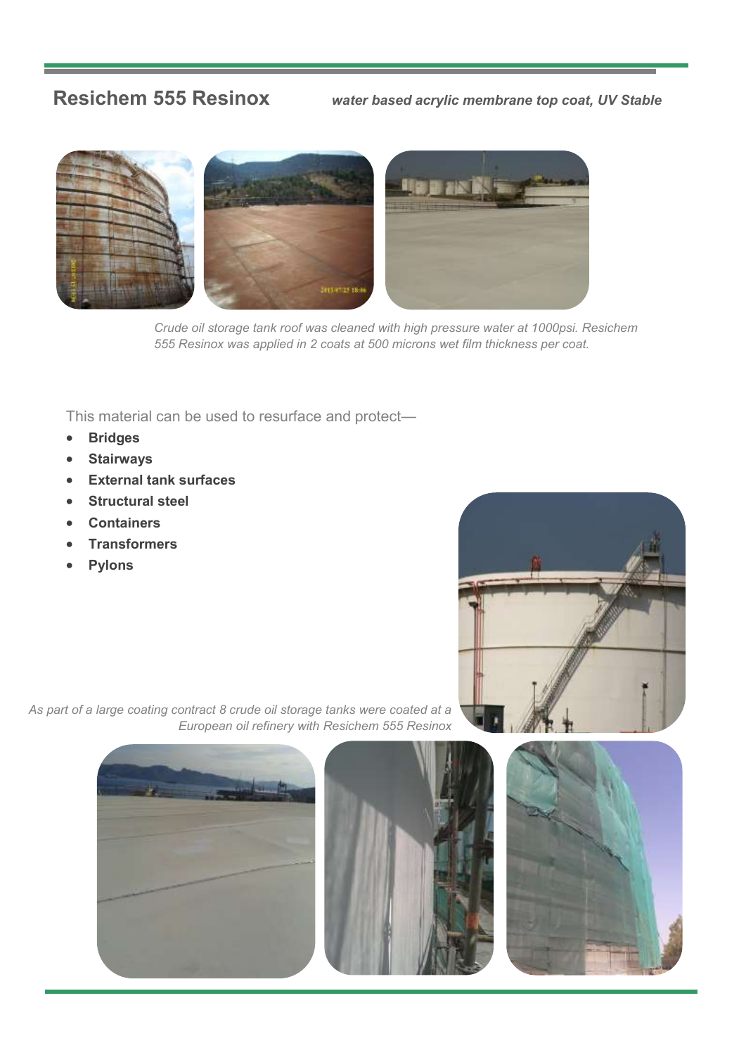## Resichem 555 Resinox

***water based acrylic membrane top coat, UV Stable***

*Crude oil storage tank roof was cleaned with high pressure water at 1000psi. Resichem 555 Resinox was applied in 2 coats at 500 microns wet film thickness per coat.*

This material can be used to resurface and protect—

- **Bridges**
- **Stairways**
- **External tank surfaces**
- **Structural steel**
- **Containers**
- **Transformers**
- **Pylons**

*As part of a large coating contract 8 crude oil storage tanks were coated at a European oil refinery with Resichem 555 Resinox*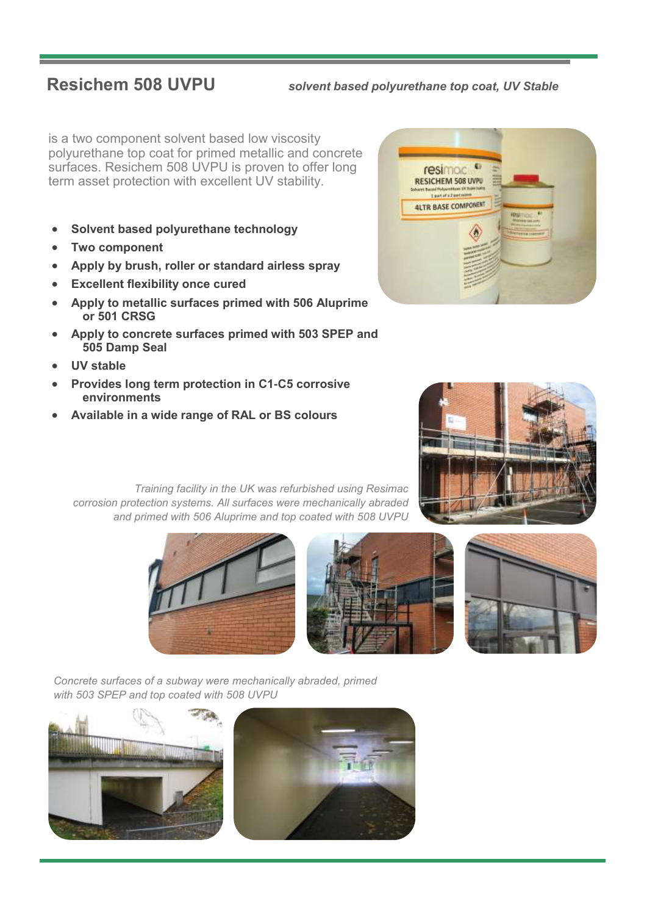# Resichem 508 UVPU

***solvent based polyurethane top coat, UV Stable***

is a two component solvent based low viscosity polyurethane top coat for primed metallic and concrete surfaces. Resichem 508 UVPU is proven to offer long term asset protection with excellent UV stability.

- **Solvent based polyurethane technology**
- **Two component**
- **Apply by brush, roller or standard airless spray**
- **Excellent flexibility once cured**
- **Apply to metallic surfaces primed with 506 Aluprime or 501 CRSG**
- **Apply to concrete surfaces primed with 503 SPEP and 505 Damp Seal**
- **UV stable**
- **Provides long term protection in C1-C5 corrosive environments**
- **Available in a wide range of RAL or BS colours**

*Training facility in the UK was refurbished using Resimac corrosion protection systems. All surfaces were mechanically abraded and primed with 506 Aluprime and top coated with 508 UVPU*

*Concrete surfaces of a subway were mechanically abraded, primed with 503 SPEP and top coated with 508 UVPU*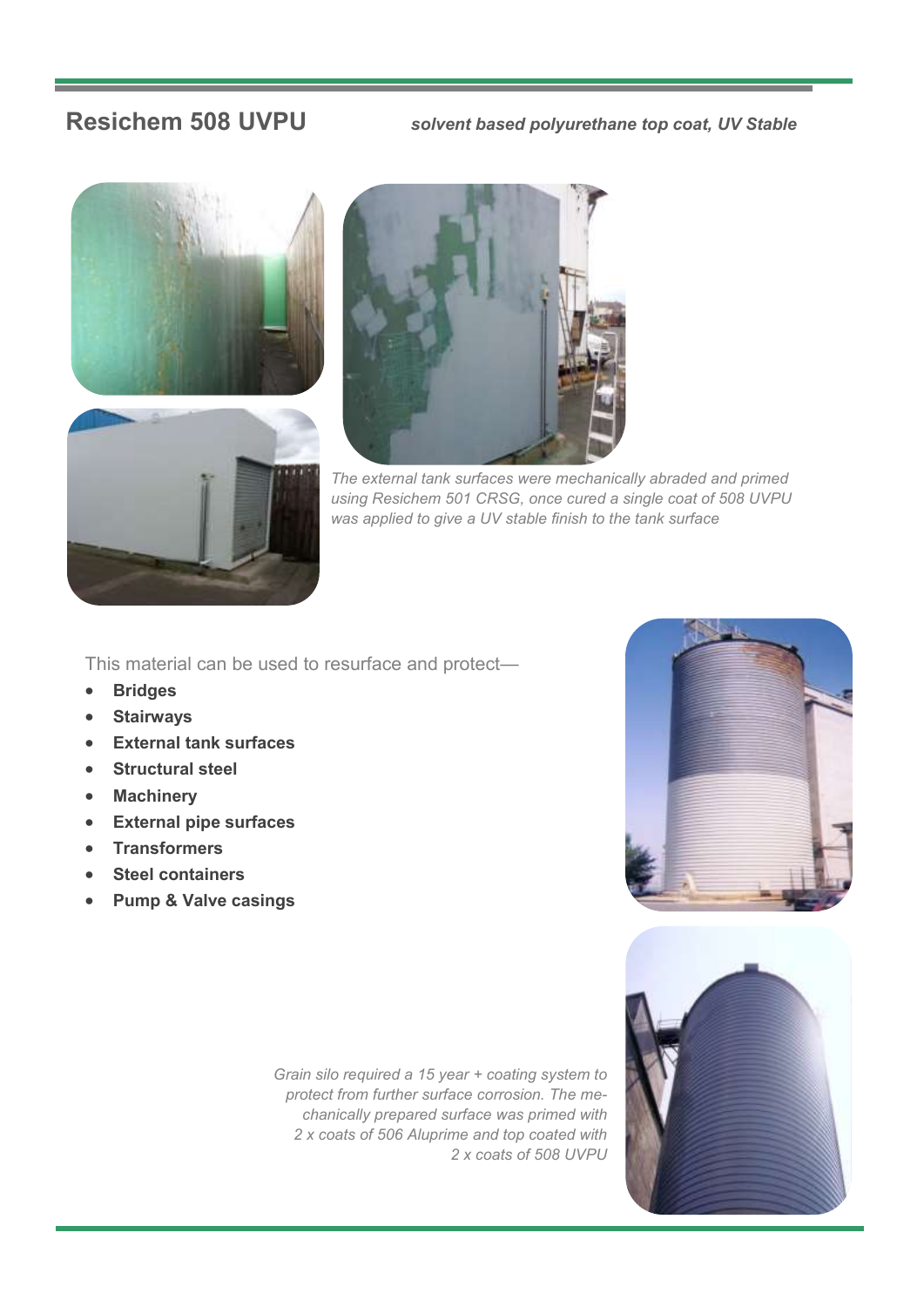## Resichem 508 UVPU

***solvent based polyurethane top coat, UV Stable***

*The external tank surfaces were mechanically abraded and primed using Resichem 501 CRSG, once cured a single coat of 508 UVPU was applied to give a UV stable finish to the tank surface*

This material can be used to resurface and protect—

- **Bridges**
- **Stairways**
- **External tank surfaces**
- **Structural steel**
- **Machinery**
- **External pipe surfaces**
- **Transformers**
- **Steel containers**
- **Pump & Valve casings**

*Grain silo required a 15 year + coating system to protect from further surface corrosion. The mechanically prepared surface was primed with 2 x coats of 506 Aluprime and top coated with 2 x coats of 508 UVPU*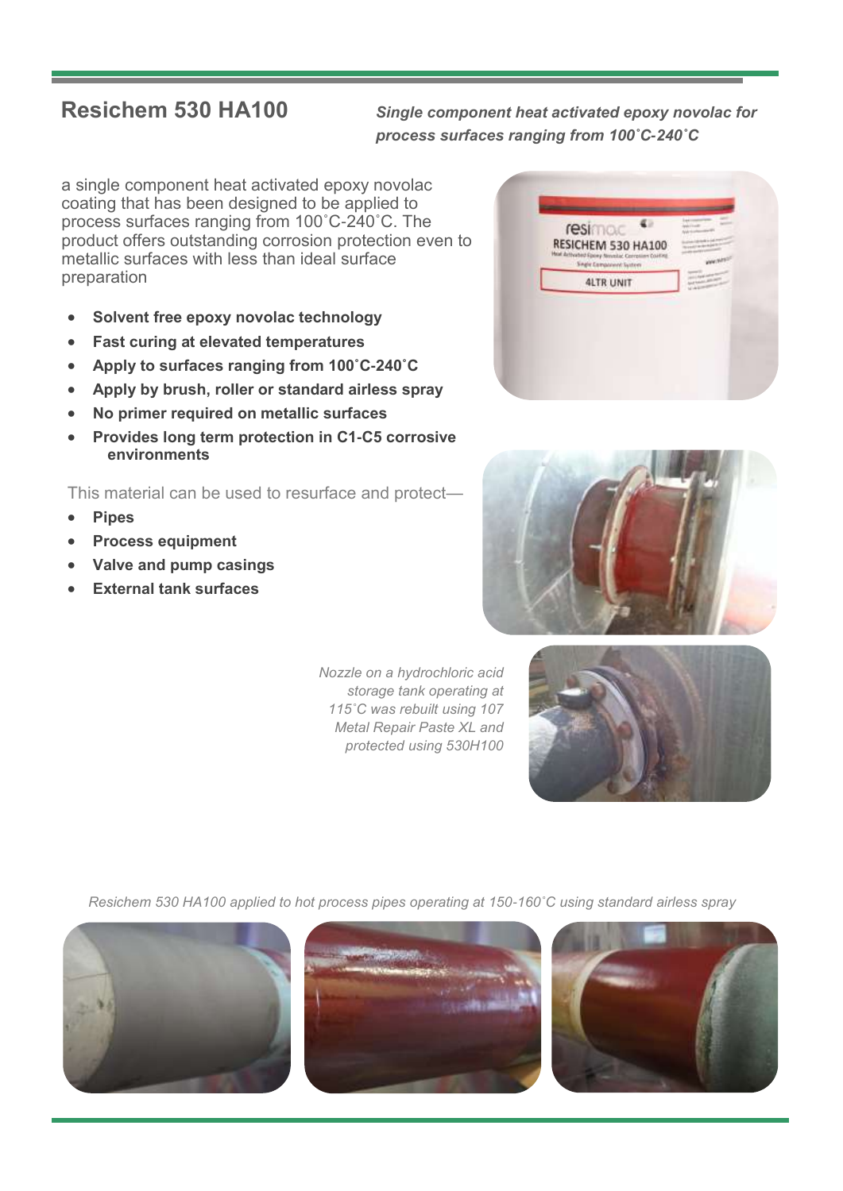## Resichem 530 HA100

***Single component heat activated epoxy novolac for process surfaces ranging from 100˚C-240˚C***

a single component heat activated epoxy novolac coating that has been designed to be applied to process surfaces ranging from 100˚C-240˚C. The product offers outstanding corrosion protection even to metallic surfaces with less than ideal surface preparation

- **Solvent free epoxy novolac technology**
- **Fast curing at elevated temperatures**
- **Apply to surfaces ranging from 100˚C-240˚C**
- **Apply by brush, roller or standard airless spray**
- **No primer required on metallic surfaces**
- **Provides long term protection in C1-C5 corrosive environments**

This material can be used to resurface and protect—

- **Pipes**
- **Process equipment**
- **Valve and pump casings**
- **External tank surfaces**

*Nozzle on a hydrochloric acid storage tank operating at 115˚C was rebuilt using 107 Metal Repair Paste XL and protected using 530H100*

*Resichem 530 HA100 applied to hot process pipes operating at 150-160˚C using standard airless spray*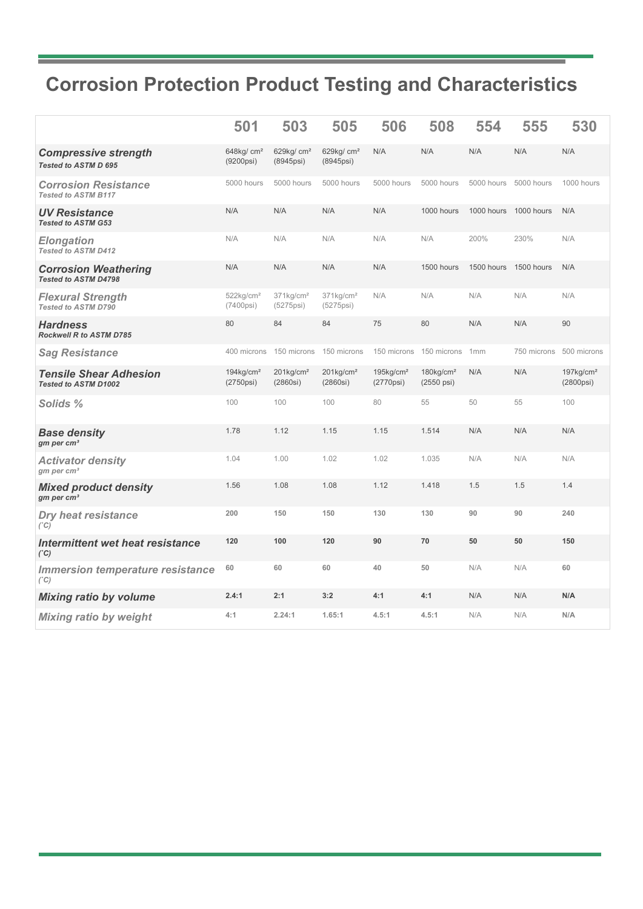# Corrosion Protection Product Testing and Characteristics

| | 501 | 503 | 505 | 506 | 508 | 554 | 555 | 530 |
|---|---|---|---|---|---|---|---|---|
| ***Compressive strength*** ***Tested to ASTM D 695*** | 648kg/ cm² (9200psi) | 629kg/ cm² (8945psi) | 629kg/ cm² (8945psi) | N/A | N/A | N/A | N/A | N/A |
| ***Corrosion Resistance*** ***Tested to ASTM B117*** | 5000 hours | 5000 hours | 5000 hours | 5000 hours | 5000 hours | 5000 hours | 5000 hours | 1000 hours |
| ***UV Resistance*** ***Tested to ASTM G53*** | N/A | N/A | N/A | N/A | 1000 hours | 1000 hours | 1000 hours | N/A |
| ***Elongation*** ***Tested to ASTM D412*** | N/A | N/A | N/A | N/A | N/A | 200% | 230% | N/A |
| ***Corrosion Weathering*** ***Tested to ASTM D4798*** | N/A | N/A | N/A | N/A | 1500 hours | 1500 hours | 1500 hours | N/A |
| ***Flexural Strength*** ***Tested to ASTM D790*** | 522kg/cm² (7400psi) | 371kg/cm² (5275psi) | 371kg/cm² (5275psi) | N/A | N/A | N/A | N/A | N/A |
| ***Hardness*** ***Rockwell R to ASTM D785*** | 80 | 84 | 84 | 75 | 80 | N/A | N/A | 90 |
| ***Sag Resistance*** | 400 microns | 150 microns | 150 microns | 150 microns | 150 microns | 1mm | 750 microns | 500 microns |
| ***Tensile Shear Adhesion*** ***Tested to ASTM D1002*** | 194kg/cm² (2750psi) | 201kg/cm² (2860si) | 201kg/cm² (2860si) | 195kg/cm² (2770psi) | 180kg/cm² (2550 psi) | N/A | N/A | 197kg/cm² (2800psi) |
| ***Solids %*** | 100 | 100 | 100 | 80 | 55 | 50 | 55 | 100 |
| ***Base density*** ***gm per cm³*** | 1.78 | 1.12 | 1.15 | 1.15 | 1.514 | N/A | N/A | N/A |
| ***Activator density*** ***gm per cm³*** | 1.04 | 1.00 | 1.02 | 1.02 | 1.035 | N/A | N/A | N/A |
| ***Mixed product density*** ***gm per cm³*** | 1.56 | 1.08 | 1.08 | 1.12 | 1.418 | 1.5 | 1.5 | 1.4 |
| ***Dry heat resistance*** ***(˚C)*** | **200** | **150** | **150** | **130** | **130** | **90** | **90** | **240** |
| ***Intermittent wet heat resistance*** ***(˚C)*** | **120** | **100** | **120** | **90** | **70** | **50** | **50** | **150** |
| ***Immersion temperature resistance*** ***(˚C)*** | **60** | **60** | **60** | **40** | **50** | N/A | N/A | **60** |
| ***Mixing ratio by volume*** | **2.4:1** | **2:1** | **3:2** | **4:1** | **4:1** | N/A | N/A | **N/A** |
| ***Mixing ratio by weight*** | **4:1** | **2.24:1** | **1.65:1** | **4.5:1** | **4.5:1** | N/A | N/A | **N/A** |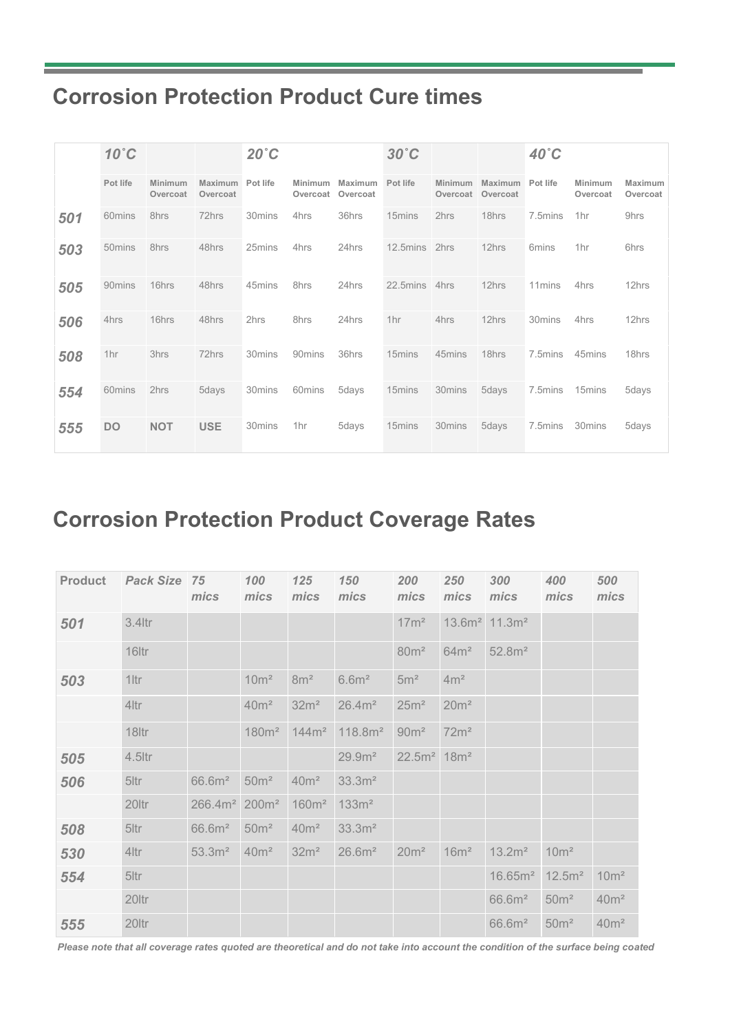# Corrosion Protection Product Cure times

| | *10˚C* | | | *20˚C* | | | *30˚C* | | | *40˚C* | | |
|---|---|---|---|---|---|---|---|---|---|---|---|---|
| | Pot life | Minimum Overcoat | Maximum Overcoat | Pot life | Minimum Overcoat | Maximum Overcoat | Pot life | Minimum Overcoat | Maximum Overcoat | Pot life | Minimum Overcoat | Maximum Overcoat |
| ***501*** | 60mins | 8hrs | 72hrs | 30mins | 4hrs | 36hrs | 15mins | 2hrs | 18hrs | 7.5mins | 1hr | 9hrs |
| ***503*** | 50mins | 8hrs | 48hrs | 25mins | 4hrs | 24hrs | 12.5mins | 2hrs | 12hrs | 6mins | 1hr | 6hrs |
| ***505*** | 90mins | 16hrs | 48hrs | 45mins | 8hrs | 24hrs | 22.5mins | 4hrs | 12hrs | 11mins | 4hrs | 12hrs |
| ***506*** | 4hrs | 16hrs | 48hrs | 2hrs | 8hrs | 24hrs | 1hr | 4hrs | 12hrs | 30mins | 4hrs | 12hrs |
| ***508*** | 1hr | 3hrs | 72hrs | 30mins | 90mins | 36hrs | 15mins | 45mins | 18hrs | 7.5mins | 45mins | 18hrs |
| ***554*** | 60mins | 2hrs | 5days | 30mins | 60mins | 5days | 15mins | 30mins | 5days | 7.5mins | 15mins | 5days |
| ***555*** | **DO** | **NOT** | **USE** | 30mins | 1hr | 5days | 15mins | 30mins | 5days | 7.5mins | 30mins | 5days |

# Corrosion Protection Product Coverage Rates

| **Product** | ***Pack Size*** | ***75 mics*** | ***100 mics*** | ***125 mics*** | ***150 mics*** | ***200 mics*** | ***250 mics*** | ***300 mics*** | ***400 mics*** | ***500 mics*** |
|---|---|---|---|---|---|---|---|---|---|---|
| ***501*** | 3.4ltr | | | | | 17m² | 13.6m² | 11.3m² | | |
| | 16ltr | | | | | 80m² | 64m² | 52.8m² | | |
| ***503*** | 1ltr | | 10m² | 8m² | 6.6m² | 5m² | 4m² | | | |
| | 4ltr | | 40m² | 32m² | 26.4m² | 25m² | 20m² | | | |
| | 18ltr | | 180m² | 144m² | 118.8m² | 90m² | 72m² | | | |
| ***505*** | 4.5ltr | | | | 29.9m² | 22.5m² | 18m² | | | |
| ***506*** | 5ltr | 66.6m² | 50m² | 40m² | 33.3m² | | | | | |
| | 20ltr | 266.4m² | 200m² | 160m² | 133m² | | | | | |
| ***508*** | 5ltr | 66.6m² | 50m² | 40m² | 33.3m² | | | | | |
| ***530*** | 4ltr | 53.3m² | 40m² | 32m² | 26.6m² | 20m² | 16m² | 13.2m² | 10m² | |
| ***554*** | 5ltr | | | | | | | 16.65m² | 12.5m² | 10m² |
| | 20ltr | | | | | | | 66.6m² | 50m² | 40m² |
| ***555*** | 20ltr | | | | | | | 66.6m² | 50m² | 40m² |

***Please note that all coverage rates quoted are theoretical and do not take into account the condition of the surface being coated***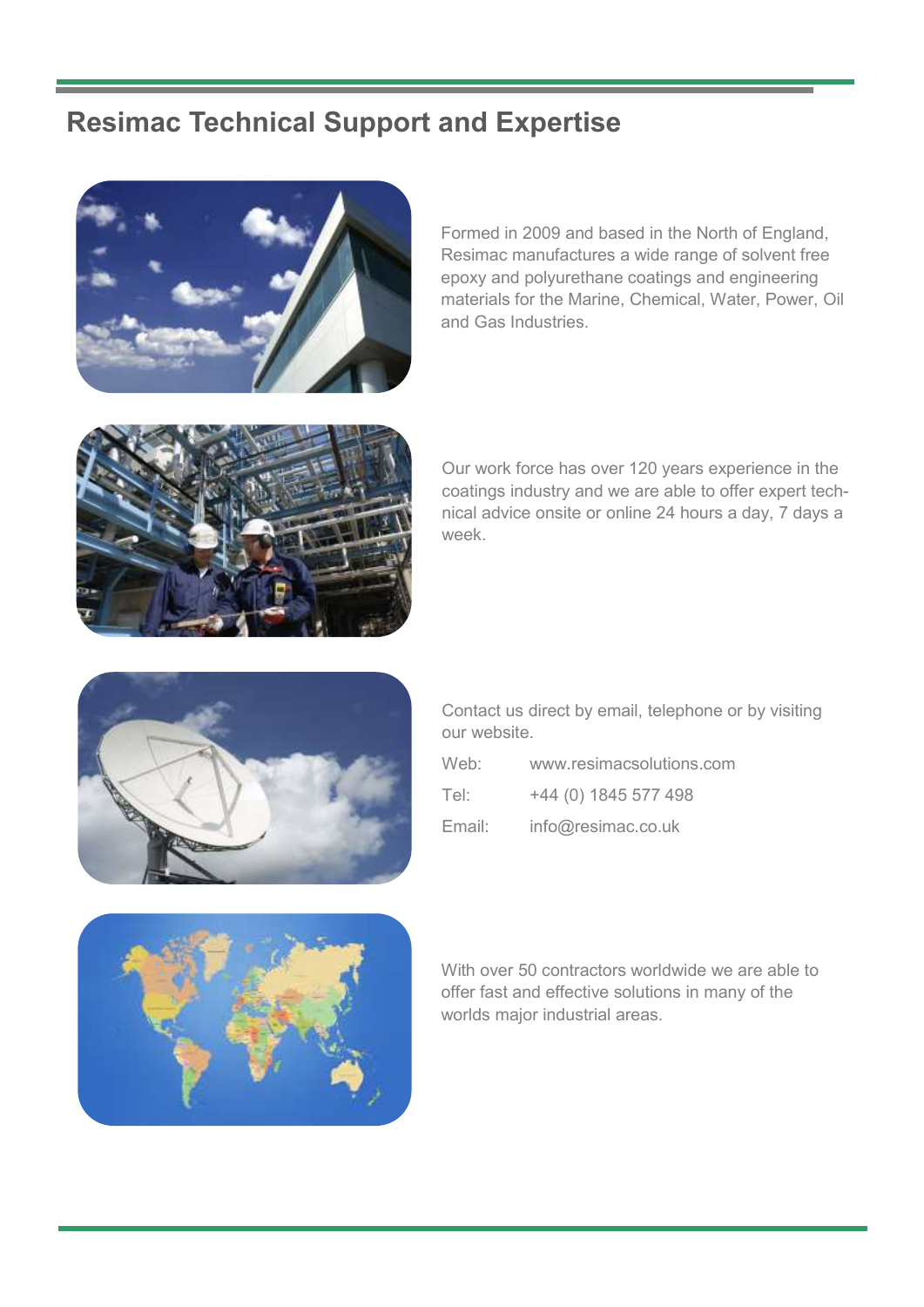# Resimac Technical Support and Expertise

Formed in 2009 and based in the North of England, Resimac manufactures a wide range of solvent free epoxy and polyurethane coatings and engineering materials for the Marine, Chemical, Water, Power, Oil and Gas Industries.

Our work force has over 120 years experience in the coatings industry and we are able to offer expert technical advice onsite or online 24 hours a day, 7 days a week.

Contact us direct by email, telephone or by visiting our website.

| | |
|---|---|
| Web: | www.resimacsolutions.com |
| Tel: | +44 (0) 1845 577 498 |
| Email: | info@resimac.co.uk |

With over 50 contractors worldwide we are able to offer fast and effective solutions in many of the worlds major industrial areas.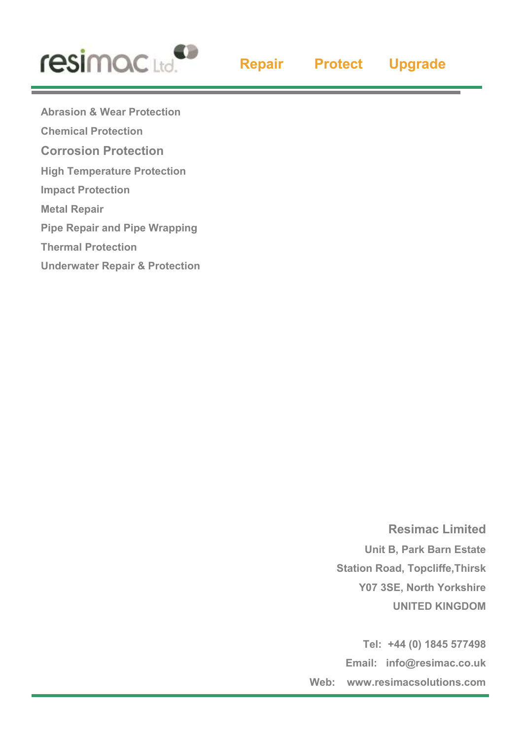resimac Ltd.

**Repair Protect Upgrade**

- Abrasion & Wear Protection
- Chemical Protection
- Corrosion Protection
- High Temperature Protection
- Impact Protection
- Metal Repair
- Pipe Repair and Pipe Wrapping
- Thermal Protection
- Underwater Repair & Protection

**Resimac Limited**
Unit B, Park Barn Estate
Station Road, Topcliffe,Thirsk
Y07 3SE, North Yorkshire
UNITED KINGDOM

Tel: +44 (0) 1845 577498
Email: info@resimac.co.uk
Web: www.resimacsolutions.com